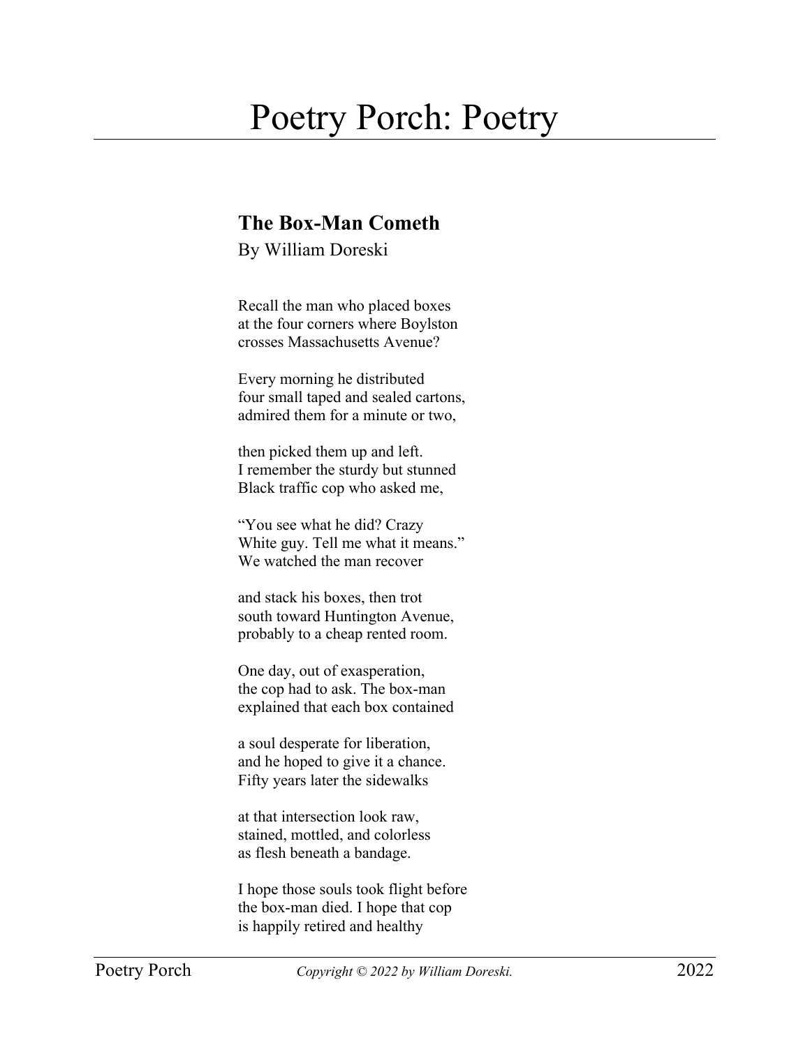# Poetry Porch: Poetry

## The Box-Man Cometh

By William Doreski

Recall the man who placed boxes  
at the four corners where Boylston  
crosses Massachusetts Avenue?

Every morning he distributed  
four small taped and sealed cartons,  
admired them for a minute or two,

then picked them up and left.  
I remember the sturdy but stunned  
Black traffic cop who asked me,

"You see what he did? Crazy  
White guy. Tell me what it means."  
We watched the man recover

and stack his boxes, then trot  
south toward Huntington Avenue,  
probably to a cheap rented room.

One day, out of exasperation,  
the cop had to ask. The box-man  
explained that each box contained

a soul desperate for liberation,  
and he hoped to give it a chance.  
Fifty years later the sidewalks

at that intersection look raw,  
stained, mottled, and colorless  
as flesh beneath a bandage.

I hope those souls took flight before  
the box-man died. I hope that cop  
is happily retired and healthy

*Copyright © 2022 by William Doreski.*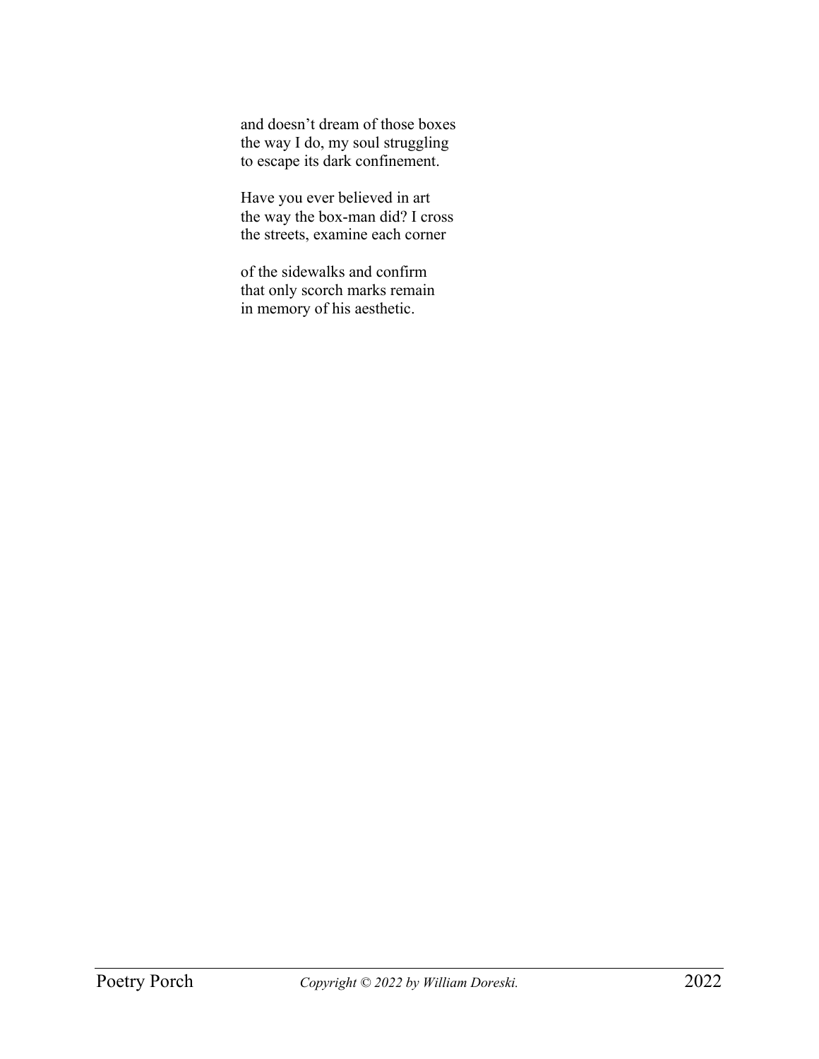and doesn't dream of those boxes
the way I do, my soul struggling
to escape its dark confinement.

Have you ever believed in art
the way the box-man did? I cross
the streets, examine each corner

of the sidewalks and confirm
that only scorch marks remain
in memory of his aesthetic.

*Copyright © 2022 by William Doreski.*